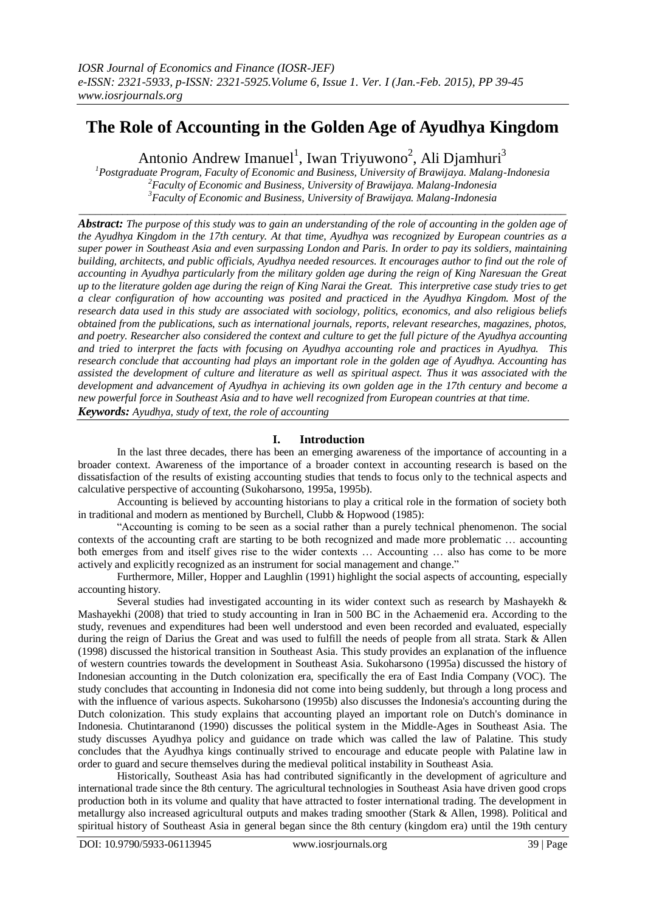# The Role of Accounting in the Golden Age of Ayudhya Kingdom

Antonio Andrew Imanuel[1], Iwan Triyuwono[2], Ali Djamhuri[3]

[1]Postgraduate Program, Faculty of Economic and Business, University of Brawijaya. Malang-Indonesia
[2]Faculty of Economic and Business, University of Brawijaya. Malang-Indonesia
[3]Faculty of Economic and Business, University of Brawijaya. Malang-Indonesia

***Abstract:*** *The purpose of this study was to gain an understanding of the role of accounting in the golden age of the Ayudhya Kingdom in the 17th century. At that time, Ayudhya was recognized by European countries as a super power in Southeast Asia and even surpassing London and Paris. In order to pay its soldiers, maintaining building, architects, and public officials, Ayudhya needed resources. It encourages author to find out the role of accounting in Ayudhya particularly from the military golden age during the reign of King Naresuan the Great up to the literature golden age during the reign of King Narai the Great. This interpretive case study tries to get a clear configuration of how accounting was posited and practiced in the Ayudhya Kingdom. Most of the research data used in this study are associated with sociology, politics, economics, and also religious beliefs obtained from the publications, such as international journals, reports, relevant researches, magazines, photos, and poetry. Researcher also considered the context and culture to get the full picture of the Ayudhya accounting and tried to interpret the facts with focusing on Ayudhya accounting role and practices in Ayudhya. This research conclude that accounting had plays an important role in the golden age of Ayudhya. Accounting has assisted the development of culture and literature as well as spiritual aspect. Thus it was associated with the development and advancement of Ayudhya in achieving its own golden age in the 17th century and become a new powerful force in Southeast Asia and to have well recognized from European countries at that time.*

***Keywords:*** *Ayudhya, study of text, the role of accounting*

## I. Introduction

In the last three decades, there has been an emerging awareness of the importance of accounting in a broader context. Awareness of the importance of a broader context in accounting research is based on the dissatisfaction of the results of existing accounting studies that tends to focus only to the technical aspects and calculative perspective of accounting (Sukoharsono, 1995a, 1995b).

Accounting is believed by accounting historians to play a critical role in the formation of society both in traditional and modern as mentioned by Burchell, Clubb & Hopwood (1985):

"Accounting is coming to be seen as a social rather than a purely technical phenomenon. The social contexts of the accounting craft are starting to be both recognized and made more problematic … accounting both emerges from and itself gives rise to the wider contexts … Accounting … also has come to be more actively and explicitly recognized as an instrument for social management and change."

Furthermore, Miller, Hopper and Laughlin (1991) highlight the social aspects of accounting, especially accounting history.

Several studies had investigated accounting in its wider context such as research by Mashayekh & Mashayekhi (2008) that tried to study accounting in Iran in 500 BC in the Achaemenid era. According to the study, revenues and expenditures had been well understood and even been recorded and evaluated, especially during the reign of Darius the Great and was used to fulfill the needs of people from all strata. Stark & Allen (1998) discussed the historical transition in Southeast Asia. This study provides an explanation of the influence of western countries towards the development in Southeast Asia. Sukoharsono (1995a) discussed the history of Indonesian accounting in the Dutch colonization era, specifically the era of East India Company (VOC). The study concludes that accounting in Indonesia did not come into being suddenly, but through a long process and with the influence of various aspects. Sukoharsono (1995b) also discusses the Indonesia's accounting during the Dutch colonization. This study explains that accounting played an important role on Dutch's dominance in Indonesia. Chutintaranond (1990) discusses the political system in the Middle-Ages in Southeast Asia. The study discusses Ayudhya policy and guidance on trade which was called the law of Palatine. This study concludes that the Ayudhya kings continually strived to encourage and educate people with Palatine law in order to guard and secure themselves during the medieval political instability in Southeast Asia.

Historically, Southeast Asia has had contributed significantly in the development of agriculture and international trade since the 8th century. The agricultural technologies in Southeast Asia have driven good crops production both in its volume and quality that have attracted to foster international trading. The development in metallurgy also increased agricultural outputs and makes trading smoother (Stark & Allen, 1998). Political and spiritual history of Southeast Asia in general began since the 8th century (kingdom era) until the 19th century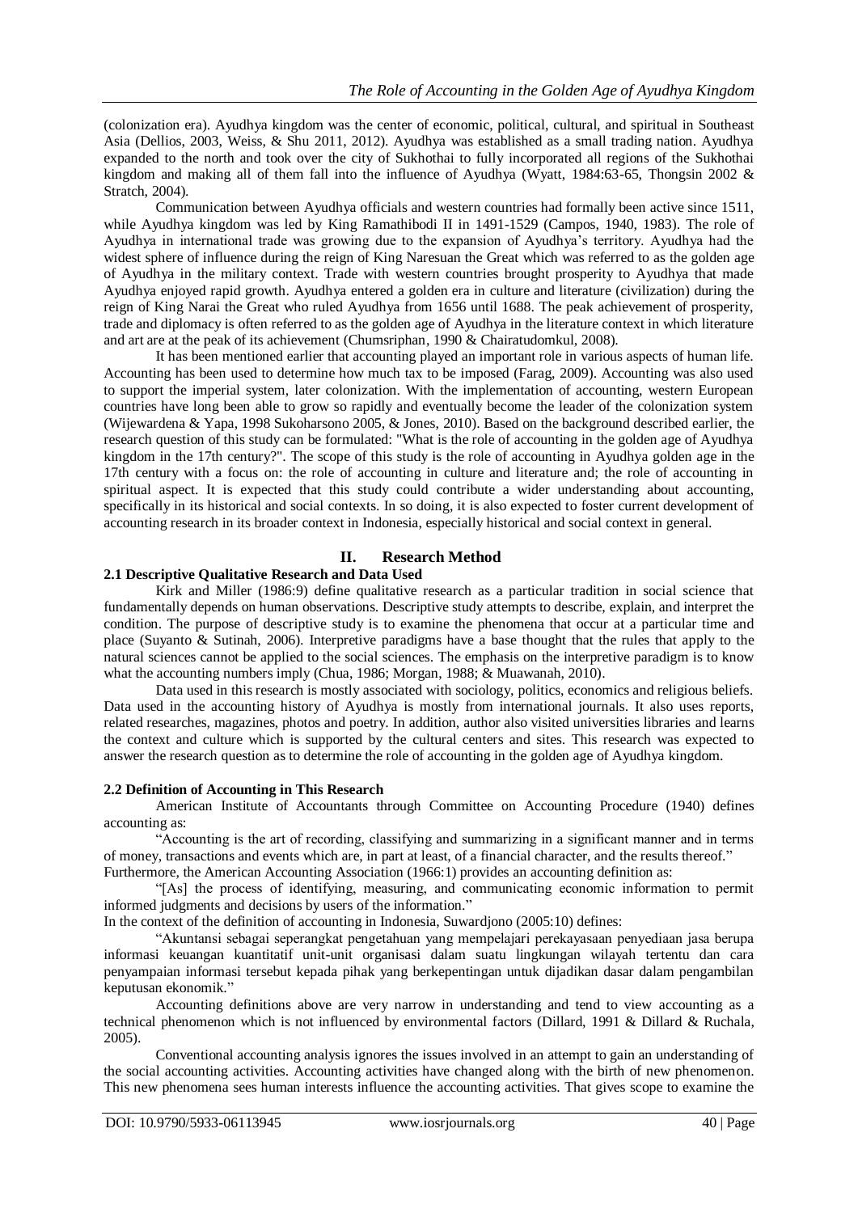(colonization era). Ayudhya kingdom was the center of economic, political, cultural, and spiritual in Southeast Asia (Dellios, 2003, Weiss, & Shu 2011, 2012). Ayudhya was established as a small trading nation. Ayudhya expanded to the north and took over the city of Sukhothai to fully incorporated all regions of the Sukhothai kingdom and making all of them fall into the influence of Ayudhya (Wyatt, 1984:63-65, Thongsin 2002 & Stratch, 2004).

Communication between Ayudhya officials and western countries had formally been active since 1511, while Ayudhya kingdom was led by King Ramathibodi II in 1491-1529 (Campos, 1940, 1983). The role of Ayudhya in international trade was growing due to the expansion of Ayudhya's territory. Ayudhya had the widest sphere of influence during the reign of King Naresuan the Great which was referred to as the golden age of Ayudhya in the military context. Trade with western countries brought prosperity to Ayudhya that made Ayudhya enjoyed rapid growth. Ayudhya entered a golden era in culture and literature (civilization) during the reign of King Narai the Great who ruled Ayudhya from 1656 until 1688. The peak achievement of prosperity, trade and diplomacy is often referred to as the golden age of Ayudhya in the literature context in which literature and art are at the peak of its achievement (Chumsriphan, 1990 & Chairatudomkul, 2008).

It has been mentioned earlier that accounting played an important role in various aspects of human life. Accounting has been used to determine how much tax to be imposed (Farag, 2009). Accounting was also used to support the imperial system, later colonization. With the implementation of accounting, western European countries have long been able to grow so rapidly and eventually become the leader of the colonization system (Wijewardena & Yapa, 1998 Sukoharsono 2005, & Jones, 2010). Based on the background described earlier, the research question of this study can be formulated: "What is the role of accounting in the golden age of Ayudhya kingdom in the 17th century?". The scope of this study is the role of accounting in Ayudhya golden age in the 17th century with a focus on: the role of accounting in culture and literature and; the role of accounting in spiritual aspect. It is expected that this study could contribute a wider understanding about accounting, specifically in its historical and social contexts. In so doing, it is also expected to foster current development of accounting research in its broader context in Indonesia, especially historical and social context in general.

# II. Research Method

## 2.1 Descriptive Qualitative Research and Data Used

Kirk and Miller (1986:9) define qualitative research as a particular tradition in social science that fundamentally depends on human observations. Descriptive study attempts to describe, explain, and interpret the condition. The purpose of descriptive study is to examine the phenomena that occur at a particular time and place (Suyanto & Sutinah, 2006). Interpretive paradigms have a base thought that the rules that apply to the natural sciences cannot be applied to the social sciences. The emphasis on the interpretive paradigm is to know what the accounting numbers imply (Chua, 1986; Morgan, 1988; & Muawanah, 2010).

Data used in this research is mostly associated with sociology, politics, economics and religious beliefs. Data used in the accounting history of Ayudhya is mostly from international journals. It also uses reports, related researches, magazines, photos and poetry. In addition, author also visited universities libraries and learns the context and culture which is supported by the cultural centers and sites. This research was expected to answer the research question as to determine the role of accounting in the golden age of Ayudhya kingdom.

## 2.2 Definition of Accounting in This Research

American Institute of Accountants through Committee on Accounting Procedure (1940) defines accounting as:

"Accounting is the art of recording, classifying and summarizing in a significant manner and in terms of money, transactions and events which are, in part at least, of a financial character, and the results thereof."

Furthermore, the American Accounting Association (1966:1) provides an accounting definition as:

"[As] the process of identifying, measuring, and communicating economic information to permit informed judgments and decisions by users of the information."

In the context of the definition of accounting in Indonesia, Suwardjono (2005:10) defines:

"Akuntansi sebagai seperangkat pengetahuan yang mempelajari perekayasaan penyediaan jasa berupa informasi keuangan kuantitatif unit-unit organisasi dalam suatu lingkungan wilayah tertentu dan cara penyampaian informasi tersebut kepada pihak yang berkepentingan untuk dijadikan dasar dalam pengambilan keputusan ekonomik."

Accounting definitions above are very narrow in understanding and tend to view accounting as a technical phenomenon which is not influenced by environmental factors (Dillard, 1991 & Dillard & Ruchala, 2005).

Conventional accounting analysis ignores the issues involved in an attempt to gain an understanding of the social accounting activities. Accounting activities have changed along with the birth of new phenomenon. This new phenomena sees human interests influence the accounting activities. That gives scope to examine the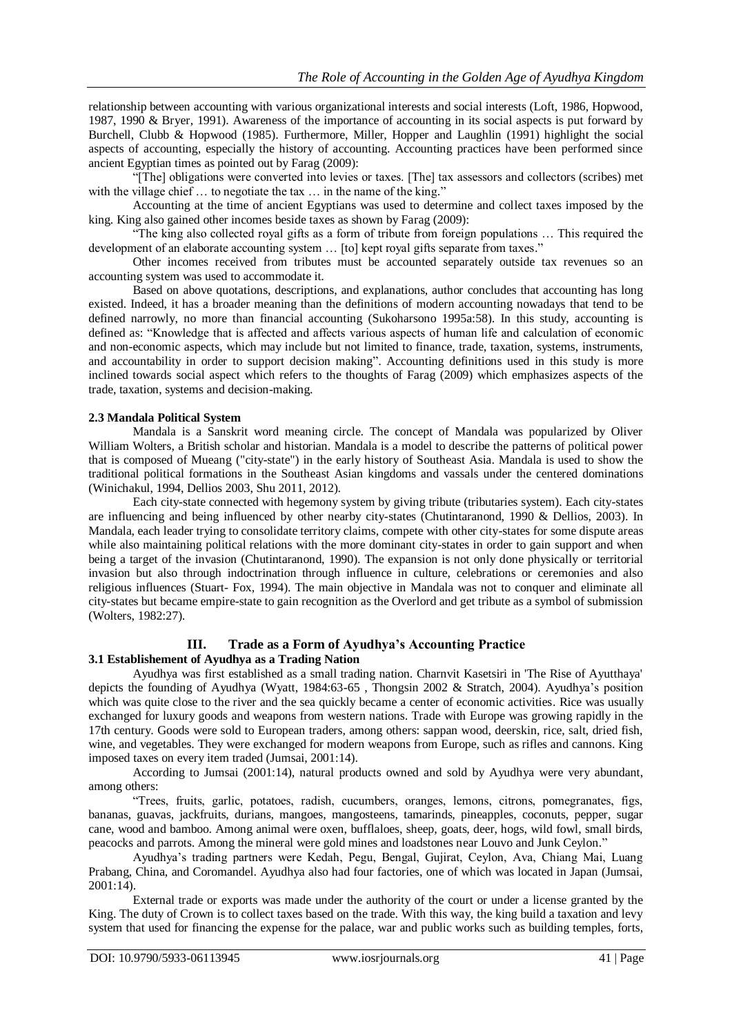relationship between accounting with various organizational interests and social interests (Loft, 1986, Hopwood, 1987, 1990 & Bryer, 1991). Awareness of the importance of accounting in its social aspects is put forward by Burchell, Clubb & Hopwood (1985). Furthermore, Miller, Hopper and Laughlin (1991) highlight the social aspects of accounting, especially the history of accounting. Accounting practices have been performed since ancient Egyptian times as pointed out by Farag (2009):

"[The] obligations were converted into levies or taxes. [The] tax assessors and collectors (scribes) met with the village chief … to negotiate the tax … in the name of the king."

Accounting at the time of ancient Egyptians was used to determine and collect taxes imposed by the king. King also gained other incomes beside taxes as shown by Farag (2009):

"The king also collected royal gifts as a form of tribute from foreign populations … This required the development of an elaborate accounting system … [to] kept royal gifts separate from taxes."

Other incomes received from tributes must be accounted separately outside tax revenues so an accounting system was used to accommodate it.

Based on above quotations, descriptions, and explanations, author concludes that accounting has long existed. Indeed, it has a broader meaning than the definitions of modern accounting nowadays that tend to be defined narrowly, no more than financial accounting (Sukoharsono 1995a:58). In this study, accounting is defined as: "Knowledge that is affected and affects various aspects of human life and calculation of economic and non-economic aspects, which may include but not limited to finance, trade, taxation, systems, instruments, and accountability in order to support decision making". Accounting definitions used in this study is more inclined towards social aspect which refers to the thoughts of Farag (2009) which emphasizes aspects of the trade, taxation, systems and decision-making.

### 2.3 Mandala Political System

Mandala is a Sanskrit word meaning circle. The concept of Mandala was popularized by Oliver William Wolters, a British scholar and historian. Mandala is a model to describe the patterns of political power that is composed of Mueang ("city-state") in the early history of Southeast Asia. Mandala is used to show the traditional political formations in the Southeast Asian kingdoms and vassals under the centered dominations (Winichakul, 1994, Dellios 2003, Shu 2011, 2012).

Each city-state connected with hegemony system by giving tribute (tributaries system). Each city-states are influencing and being influenced by other nearby city-states (Chutintaranond, 1990 & Dellios, 2003). In Mandala, each leader trying to consolidate territory claims, compete with other city-states for some dispute areas while also maintaining political relations with the more dominant city-states in order to gain support and when being a target of the invasion (Chutintaranond, 1990). The expansion is not only done physically or territorial invasion but also through indoctrination through influence in culture, celebrations or ceremonies and also religious influences (Stuart- Fox, 1994). The main objective in Mandala was not to conquer and eliminate all city-states but became empire-state to gain recognition as the Overlord and get tribute as a symbol of submission (Wolters, 1982:27).

## III. Trade as a Form of Ayudhya's Accounting Practice

### 3.1 Establishement of Ayudhya as a Trading Nation

Ayudhya was first established as a small trading nation. Charnvit Kasetsiri in 'The Rise of Ayutthaya' depicts the founding of Ayudhya (Wyatt, 1984:63-65 , Thongsin 2002 & Stratch, 2004). Ayudhya's position which was quite close to the river and the sea quickly became a center of economic activities. Rice was usually exchanged for luxury goods and weapons from western nations. Trade with Europe was growing rapidly in the 17th century. Goods were sold to European traders, among others: sappan wood, deerskin, rice, salt, dried fish, wine, and vegetables. They were exchanged for modern weapons from Europe, such as rifles and cannons. King imposed taxes on every item traded (Jumsai, 2001:14).

According to Jumsai (2001:14), natural products owned and sold by Ayudhya were very abundant, among others:

"Trees, fruits, garlic, potatoes, radish, cucumbers, oranges, lemons, citrons, pomegranates, figs, bananas, guavas, jackfruits, durians, mangoes, mangosteens, tamarinds, pineapples, coconuts, pepper, sugar cane, wood and bamboo. Among animal were oxen, bufflaloes, sheep, goats, deer, hogs, wild fowl, small birds, peacocks and parrots. Among the mineral were gold mines and loadstones near Louvo and Junk Ceylon."

Ayudhya's trading partners were Kedah, Pegu, Bengal, Gujirat, Ceylon, Ava, Chiang Mai, Luang Prabang, China, and Coromandel. Ayudhya also had four factories, one of which was located in Japan (Jumsai, 2001:14).

External trade or exports was made under the authority of the court or under a license granted by the King. The duty of Crown is to collect taxes based on the trade. With this way, the king build a taxation and levy system that used for financing the expense for the palace, war and public works such as building temples, forts,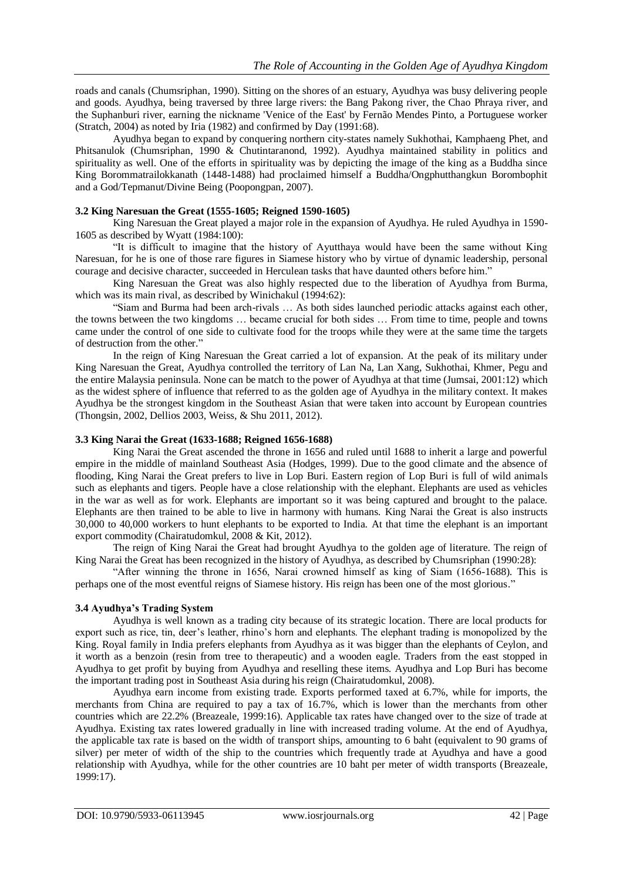roads and canals (Chumsriphan, 1990). Sitting on the shores of an estuary, Ayudhya was busy delivering people and goods. Ayudhya, being traversed by three large rivers: the Bang Pakong river, the Chao Phraya river, and the Suphanburi river, earning the nickname 'Venice of the East' by Fernão Mendes Pinto, a Portuguese worker (Stratch, 2004) as noted by Iria (1982) and confirmed by Day (1991:68).

Ayudhya began to expand by conquering northern city-states namely Sukhothai, Kamphaeng Phet, and Phitsanulok (Chumsriphan, 1990 & Chutintaranond, 1992). Ayudhya maintained stability in politics and spirituality as well. One of the efforts in spirituality was by depicting the image of the king as a Buddha since King Borommatrailokkanath (1448-1488) had proclaimed himself a Buddha/Ongphutthangkun Borombophit and a God/Tepmanut/Divine Being (Poopongpan, 2007).

### 3.2 King Naresuan the Great (1555-1605; Reigned 1590-1605)

King Naresuan the Great played a major role in the expansion of Ayudhya. He ruled Ayudhya in 1590-1605 as described by Wyatt (1984:100):

"It is difficult to imagine that the history of Ayutthaya would have been the same without King Naresuan, for he is one of those rare figures in Siamese history who by virtue of dynamic leadership, personal courage and decisive character, succeeded in Herculean tasks that have daunted others before him."

King Naresuan the Great was also highly respected due to the liberation of Ayudhya from Burma, which was its main rival, as described by Winichakul (1994:62):

"Siam and Burma had been arch-rivals … As both sides launched periodic attacks against each other, the towns between the two kingdoms … became crucial for both sides … From time to time, people and towns came under the control of one side to cultivate food for the troops while they were at the same time the targets of destruction from the other."

In the reign of King Naresuan the Great carried a lot of expansion. At the peak of its military under King Naresuan the Great, Ayudhya controlled the territory of Lan Na, Lan Xang, Sukhothai, Khmer, Pegu and the entire Malaysia peninsula. None can be match to the power of Ayudhya at that time (Jumsai, 2001:12) which as the widest sphere of influence that referred to as the golden age of Ayudhya in the military context. It makes Ayudhya be the strongest kingdom in the Southeast Asian that were taken into account by European countries (Thongsin, 2002, Dellios 2003, Weiss, & Shu 2011, 2012).

### 3.3 King Narai the Great (1633-1688; Reigned 1656-1688)

King Narai the Great ascended the throne in 1656 and ruled until 1688 to inherit a large and powerful empire in the middle of mainland Southeast Asia (Hodges, 1999). Due to the good climate and the absence of flooding, King Narai the Great prefers to live in Lop Buri. Eastern region of Lop Buri is full of wild animals such as elephants and tigers. People have a close relationship with the elephant. Elephants are used as vehicles in the war as well as for work. Elephants are important so it was being captured and brought to the palace. Elephants are then trained to be able to live in harmony with humans. King Narai the Great is also instructs 30,000 to 40,000 workers to hunt elephants to be exported to India. At that time the elephant is an important export commodity (Chairatudomkul, 2008 & Kit, 2012).

The reign of King Narai the Great had brought Ayudhya to the golden age of literature. The reign of King Narai the Great has been recognized in the history of Ayudhya, as described by Chumsriphan (1990:28):

"After winning the throne in 1656, Narai crowned himself as king of Siam (1656-1688). This is perhaps one of the most eventful reigns of Siamese history. His reign has been one of the most glorious."

### 3.4 Ayudhya's Trading System

Ayudhya is well known as a trading city because of its strategic location. There are local products for export such as rice, tin, deer's leather, rhino's horn and elephants. The elephant trading is monopolized by the King. Royal family in India prefers elephants from Ayudhya as it was bigger than the elephants of Ceylon, and it worth as a benzoin (resin from tree to therapeutic) and a wooden eagle. Traders from the east stopped in Ayudhya to get profit by buying from Ayudhya and reselling these items. Ayudhya and Lop Buri has become the important trading post in Southeast Asia during his reign (Chairatudomkul, 2008).

Ayudhya earn income from existing trade. Exports performed taxed at 6.7%, while for imports, the merchants from China are required to pay a tax of 16.7%, which is lower than the merchants from other countries which are 22.2% (Breazeale, 1999:16). Applicable tax rates have changed over to the size of trade at Ayudhya. Existing tax rates lowered gradually in line with increased trading volume. At the end of Ayudhya, the applicable tax rate is based on the width of transport ships, amounting to 6 baht (equivalent to 90 grams of silver) per meter of width of the ship to the countries which frequently trade at Ayudhya and have a good relationship with Ayudhya, while for the other countries are 10 baht per meter of width transports (Breazeale, 1999:17).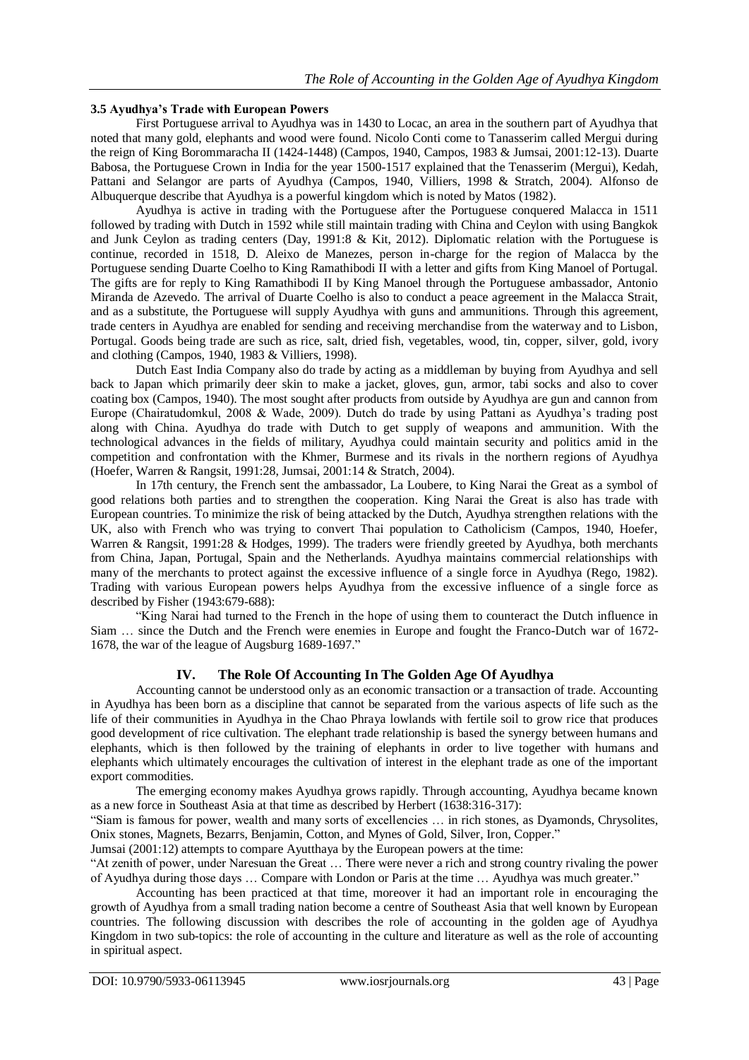### 3.5 Ayudhya's Trade with European Powers

First Portuguese arrival to Ayudhya was in 1430 to Locac, an area in the southern part of Ayudhya that noted that many gold, elephants and wood were found. Nicolo Conti come to Tanasserim called Mergui during the reign of King Borommaracha II (1424-1448) (Campos, 1940, Campos, 1983 & Jumsai, 2001:12-13). Duarte Babosa, the Portuguese Crown in India for the year 1500-1517 explained that the Tenasserim (Mergui), Kedah, Pattani and Selangor are parts of Ayudhya (Campos, 1940, Villiers, 1998 & Stratch, 2004). Alfonso de Albuquerque describe that Ayudhya is a powerful kingdom which is noted by Matos (1982).

Ayudhya is active in trading with the Portuguese after the Portuguese conquered Malacca in 1511 followed by trading with Dutch in 1592 while still maintain trading with China and Ceylon with using Bangkok and Junk Ceylon as trading centers (Day, 1991:8 & Kit, 2012). Diplomatic relation with the Portuguese is continue, recorded in 1518, D. Aleixo de Manezes, person in-charge for the region of Malacca by the Portuguese sending Duarte Coelho to King Ramathibodi II with a letter and gifts from King Manoel of Portugal. The gifts are for reply to King Ramathibodi II by King Manoel through the Portuguese ambassador, Antonio Miranda de Azevedo. The arrival of Duarte Coelho is also to conduct a peace agreement in the Malacca Strait, and as a substitute, the Portuguese will supply Ayudhya with guns and ammunitions. Through this agreement, trade centers in Ayudhya are enabled for sending and receiving merchandise from the waterway and to Lisbon, Portugal. Goods being trade are such as rice, salt, dried fish, vegetables, wood, tin, copper, silver, gold, ivory and clothing (Campos, 1940, 1983 & Villiers, 1998).

Dutch East India Company also do trade by acting as a middleman by buying from Ayudhya and sell back to Japan which primarily deer skin to make a jacket, gloves, gun, armor, tabi socks and also to cover coating box (Campos, 1940). The most sought after products from outside by Ayudhya are gun and cannon from Europe (Chairatudomkul, 2008 & Wade, 2009). Dutch do trade by using Pattani as Ayudhya's trading post along with China. Ayudhya do trade with Dutch to get supply of weapons and ammunition. With the technological advances in the fields of military, Ayudhya could maintain security and politics amid in the competition and confrontation with the Khmer, Burmese and its rivals in the northern regions of Ayudhya (Hoefer, Warren & Rangsit, 1991:28, Jumsai, 2001:14 & Stratch, 2004).

In 17th century, the French sent the ambassador, La Loubere, to King Narai the Great as a symbol of good relations both parties and to strengthen the cooperation. King Narai the Great is also has trade with European countries. To minimize the risk of being attacked by the Dutch, Ayudhya strengthen relations with the UK, also with French who was trying to convert Thai population to Catholicism (Campos, 1940, Hoefer, Warren & Rangsit, 1991:28 & Hodges, 1999). The traders were friendly greeted by Ayudhya, both merchants from China, Japan, Portugal, Spain and the Netherlands. Ayudhya maintains commercial relationships with many of the merchants to protect against the excessive influence of a single force in Ayudhya (Rego, 1982). Trading with various European powers helps Ayudhya from the excessive influence of a single force as described by Fisher (1943:679-688):

"King Narai had turned to the French in the hope of using them to counteract the Dutch influence in Siam … since the Dutch and the French were enemies in Europe and fought the Franco-Dutch war of 1672-1678, the war of the league of Augsburg 1689-1697."

## IV. The Role Of Accounting In The Golden Age Of Ayudhya

Accounting cannot be understood only as an economic transaction or a transaction of trade. Accounting in Ayudhya has been born as a discipline that cannot be separated from the various aspects of life such as the life of their communities in Ayudhya in the Chao Phraya lowlands with fertile soil to grow rice that produces good development of rice cultivation. The elephant trade relationship is based the synergy between humans and elephants, which is then followed by the training of elephants in order to live together with humans and elephants which ultimately encourages the cultivation of interest in the elephant trade as one of the important export commodities.

The emerging economy makes Ayudhya grows rapidly. Through accounting, Ayudhya became known as a new force in Southeast Asia at that time as described by Herbert (1638:316-317):

"Siam is famous for power, wealth and many sorts of excellencies … in rich stones, as Dyamonds, Chrysolites, Onix stones, Magnets, Bezarrs, Benjamin, Cotton, and Mynes of Gold, Silver, Iron, Copper."

Jumsai (2001:12) attempts to compare Ayutthaya by the European powers at the time:

"At zenith of power, under Naresuan the Great … There were never a rich and strong country rivaling the power of Ayudhya during those days … Compare with London or Paris at the time … Ayudhya was much greater."

Accounting has been practiced at that time, moreover it had an important role in encouraging the growth of Ayudhya from a small trading nation become a centre of Southeast Asia that well known by European countries. The following discussion with describes the role of accounting in the golden age of Ayudhya Kingdom in two sub-topics: the role of accounting in the culture and literature as well as the role of accounting in spiritual aspect.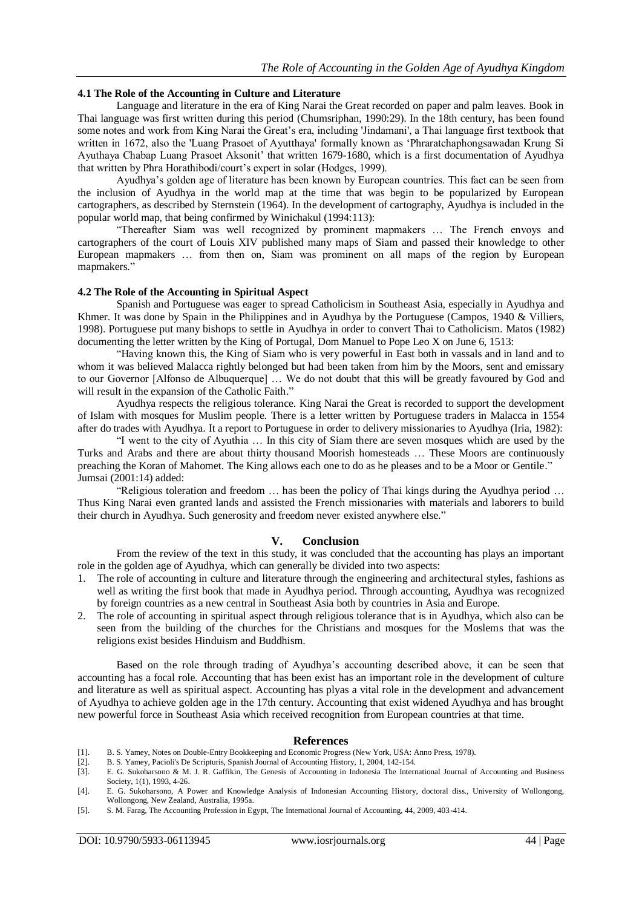### 4.1 The Role of the Accounting in Culture and Literature

Language and literature in the era of King Narai the Great recorded on paper and palm leaves. Book in Thai language was first written during this period (Chumsriphan, 1990:29). In the 18th century, has been found some notes and work from King Narai the Great's era, including 'Jindamani', a Thai language first textbook that written in 1672, also the 'Luang Prasoet of Ayutthaya' formally known as 'Phraratchaphongsawadan Krung Si Ayuthaya Chabap Luang Prasoet Aksonit' that written 1679-1680, which is a first documentation of Ayudhya that written by Phra Horathibodi/court's expert in solar (Hodges, 1999).

Ayudhya's golden age of literature has been known by European countries. This fact can be seen from the inclusion of Ayudhya in the world map at the time that was begin to be popularized by European cartographers, as described by Sternstein (1964). In the development of cartography, Ayudhya is included in the popular world map, that being confirmed by Winichakul (1994:113):

"Thereafter Siam was well recognized by prominent mapmakers … The French envoys and cartographers of the court of Louis XIV published many maps of Siam and passed their knowledge to other European mapmakers … from then on, Siam was prominent on all maps of the region by European mapmakers."

### 4.2 The Role of the Accounting in Spiritual Aspect

Spanish and Portuguese was eager to spread Catholicism in Southeast Asia, especially in Ayudhya and Khmer. It was done by Spain in the Philippines and in Ayudhya by the Portuguese (Campos, 1940 & Villiers, 1998). Portuguese put many bishops to settle in Ayudhya in order to convert Thai to Catholicism. Matos (1982) documenting the letter written by the King of Portugal, Dom Manuel to Pope Leo X on June 6, 1513:

"Having known this, the King of Siam who is very powerful in East both in vassals and in land and to whom it was believed Malacca rightly belonged but had been taken from him by the Moors, sent and emissary to our Governor [Alfonso de Albuquerque] … We do not doubt that this will be greatly favoured by God and will result in the expansion of the Catholic Faith."

Ayudhya respects the religious tolerance. King Narai the Great is recorded to support the development of Islam with mosques for Muslim people. There is a letter written by Portuguese traders in Malacca in 1554 after do trades with Ayudhya. It a report to Portuguese in order to delivery missionaries to Ayudhya (Iria, 1982):

"I went to the city of Ayuthia … In this city of Siam there are seven mosques which are used by the Turks and Arabs and there are about thirty thousand Moorish homesteads … These Moors are continuously preaching the Koran of Mahomet. The King allows each one to do as he pleases and to be a Moor or Gentile."
Jumsai (2001:14) added:

"Religious toleration and freedom … has been the policy of Thai kings during the Ayudhya period … Thus King Narai even granted lands and assisted the French missionaries with materials and laborers to build their church in Ayudhya. Such generosity and freedom never existed anywhere else."

## V. Conclusion

From the review of the text in this study, it was concluded that the accounting has plays an important role in the golden age of Ayudhya, which can generally be divided into two aspects:

1. The role of accounting in culture and literature through the engineering and architectural styles, fashions as well as writing the first book that made in Ayudhya period. Through accounting, Ayudhya was recognized by foreign countries as a new central in Southeast Asia both by countries in Asia and Europe.
2. The role of accounting in spiritual aspect through religious tolerance that is in Ayudhya, which also can be seen from the building of the churches for the Christians and mosques for the Moslems that was the religions exist besides Hinduism and Buddhism.

Based on the role through trading of Ayudhya's accounting described above, it can be seen that accounting has a focal role. Accounting that has been exist has an important role in the development of culture and literature as well as spiritual aspect. Accounting has plyas a vital role in the development and advancement of Ayudhya to achieve golden age in the 17th century. Accounting that exist widened Ayudhya and has brought new powerful force in Southeast Asia which received recognition from European countries at that time.

## References

[1]. B. S. Yamey, Notes on Double-Entry Bookkeeping and Economic Progress (New York, USA: Anno Press, 1978).

[2]. B. S. Yamey, Pacioli's De Scripturis, Spanish Journal of Accounting History, 1, 2004, 142-154.

[3]. E. G. Sukoharsono & M. J. R. Gaffikin, The Genesis of Accounting in Indonesia The International Journal of Accounting and Business Society, 1(1), 1993, 4-26.

[4]. E. G. Sukoharsono, A Power and Knowledge Analysis of Indonesian Accounting History, doctoral diss., University of Wollongong, Wollongong, New Zealand, Australia, 1995a.

[5]. S. M. Farag, The Accounting Profession in Egypt, The International Journal of Accounting, 44, 2009, 403-414.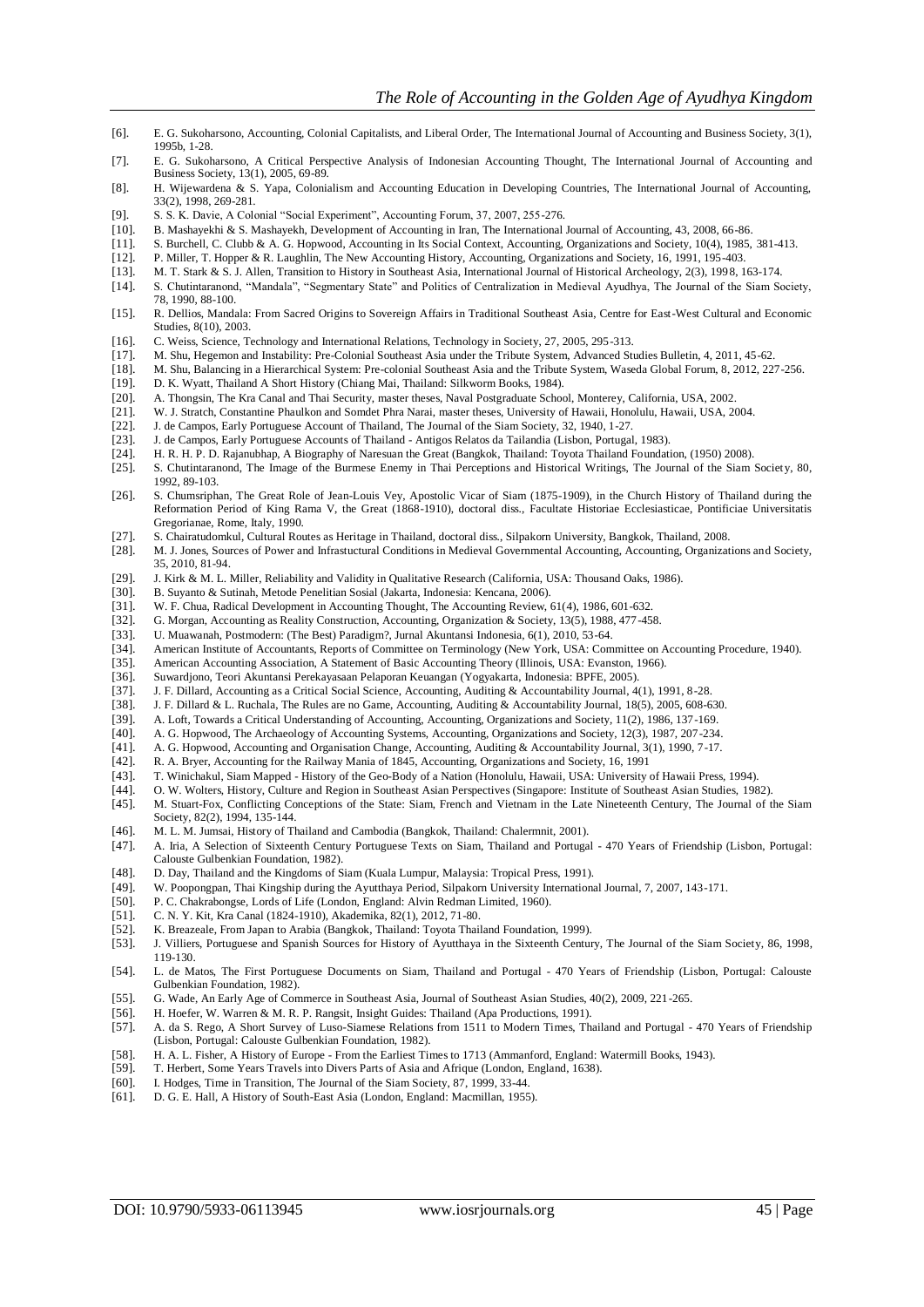[6]. E. G. Sukoharsono, Accounting, Colonial Capitalists, and Liberal Order, The International Journal of Accounting and Business Society, 3(1), 1995b, 1-28.

[7]. E. G. Sukoharsono, A Critical Perspective Analysis of Indonesian Accounting Thought, The International Journal of Accounting and Business Society, 13(1), 2005, 69-89.

[8]. H. Wijewardena & S. Yapa, Colonialism and Accounting Education in Developing Countries, The International Journal of Accounting, 33(2), 1998, 269-281.

[9]. S. S. K. Davie, A Colonial "Social Experiment", Accounting Forum, 37, 2007, 255-276.

[10]. B. Mashayekhi & S. Mashayekh, Development of Accounting in Iran, The International Journal of Accounting, 43, 2008, 66-86.

[11]. S. Burchell, C. Clubb & A. G. Hopwood, Accounting in Its Social Context, Accounting, Organizations and Society, 10(4), 1985, 381-413.

[12]. P. Miller, T. Hopper & R. Laughlin, The New Accounting History, Accounting, Organizations and Society, 16, 1991, 195-403.

[13]. M. T. Stark & S. J. Allen, Transition to History in Southeast Asia, International Journal of Historical Archeology, 2(3), 1998, 163-174.

[14]. S. Chutintaranond, "Mandala", "Segmentary State" and Politics of Centralization in Medieval Ayudhya, The Journal of the Siam Society, 78, 1990, 88-100.

[15]. R. Dellios, Mandala: From Sacred Origins to Sovereign Affairs in Traditional Southeast Asia, Centre for East-West Cultural and Economic Studies, 8(10), 2003.

[16]. C. Weiss, Science, Technology and International Relations, Technology in Society, 27, 2005, 295-313.

[17]. M. Shu, Hegemon and Instability: Pre-Colonial Southeast Asia under the Tribute System, Advanced Studies Bulletin, 4, 2011, 45-62.

[18]. M. Shu, Balancing in a Hierarchical System: Pre-colonial Southeast Asia and the Tribute System, Waseda Global Forum, 8, 2012, 227-256.

[19]. D. K. Wyatt, Thailand A Short History (Chiang Mai, Thailand: Silkworm Books, 1984).

[20]. A. Thongsin, The Kra Canal and Thai Security, master theses, Naval Postgraduate School, Monterey, California, USA, 2002.

[21]. W. J. Stratch, Constantine Phaulkon and Somdet Phra Narai, master theses, University of Hawaii, Honolulu, Hawaii, USA, 2004.

[22]. J. de Campos, Early Portuguese Account of Thailand, The Journal of the Siam Society, 32, 1940, 1-27.

[23]. J. de Campos, Early Portuguese Accounts of Thailand - Antigos Relatos da Tailandia (Lisbon, Portugal, 1983).

[24]. H. R. H. P. D. Rajanubhap, A Biography of Naresuan the Great (Bangkok, Thailand: Toyota Thailand Foundation, (1950) 2008).

[25]. S. Chutintaranond, The Image of the Burmese Enemy in Thai Perceptions and Historical Writings, The Journal of the Siam Society, 80, 1992, 89-103.

[26]. S. Chumsriphan, The Great Role of Jean-Louis Vey, Apostolic Vicar of Siam (1875-1909), in the Church History of Thailand during the Reformation Period of King Rama V, the Great (1868-1910), doctoral diss., Facultate Historiae Ecclesiasticae, Pontificiae Universitatis Gregorianae, Rome, Italy, 1990.

[27]. S. Chairatudomkul, Cultural Routes as Heritage in Thailand, doctoral diss., Silpakorn University, Bangkok, Thailand, 2008.

[28]. M. J. Jones, Sources of Power and Infrastuctural Conditions in Medieval Governmental Accounting, Accounting, Organizations and Society, 35, 2010, 81-94.

[29]. J. Kirk & M. L. Miller, Reliability and Validity in Qualitative Research (California, USA: Thousand Oaks, 1986).

[30]. B. Suyanto & Sutinah, Metode Penelitian Sosial (Jakarta, Indonesia: Kencana, 2006).

[31]. W. F. Chua, Radical Development in Accounting Thought, The Accounting Review, 61(4), 1986, 601-632.

[32]. G. Morgan, Accounting as Reality Construction, Accounting, Organization & Society, 13(5), 1988, 477-458.

[33]. U. Muawanah, Postmodern: (The Best) Paradigm?, Jurnal Akuntansi Indonesia, 6(1), 2010, 53-64.

[34]. American Institute of Accountants, Reports of Committee on Terminology (New York, USA: Committee on Accounting Procedure, 1940).

[35]. American Accounting Association, A Statement of Basic Accounting Theory (Illinois, USA: Evanston, 1966).

[36]. Suwardjono, Teori Akuntansi Perekayasaan Pelaporan Keuangan (Yogyakarta, Indonesia: BPFE, 2005).

[37]. J. F. Dillard, Accounting as a Critical Social Science, Accounting, Auditing & Accountability Journal, 4(1), 1991, 8-28.

[38]. J. F. Dillard & L. Ruchala, The Rules are no Game, Accounting, Auditing & Accountability Journal, 18(5), 2005, 608-630.

[39]. A. Loft, Towards a Critical Understanding of Accounting, Accounting, Organizations and Society, 11(2), 1986, 137-169.

[40]. A. G. Hopwood, The Archaeology of Accounting Systems, Accounting, Organizations and Society, 12(3), 1987, 207-234.

[41]. A. G. Hopwood, Accounting and Organisation Change, Accounting, Auditing & Accountability Journal, 3(1), 1990, 7-17.

[42]. R. A. Bryer, Accounting for the Railway Mania of 1845, Accounting, Organizations and Society, 16, 1991

[43]. T. Winichakul, Siam Mapped - History of the Geo-Body of a Nation (Honolulu, Hawaii, USA: University of Hawaii Press, 1994).

[44]. O. W. Wolters, History, Culture and Region in Southeast Asian Perspectives (Singapore: Institute of Southeast Asian Studies, 1982).

[45]. M. Stuart-Fox, Conflicting Conceptions of the State: Siam, French and Vietnam in the Late Nineteenth Century, The Journal of the Siam Society, 82(2), 1994, 135-144.

[46]. M. L. M. Jumsai, History of Thailand and Cambodia (Bangkok, Thailand: Chalermnit, 2001).

[47]. A. Iria, A Selection of Sixteenth Century Portuguese Texts on Siam, Thailand and Portugal - 470 Years of Friendship (Lisbon, Portugal: Calouste Gulbenkian Foundation, 1982).

[48]. D. Day, Thailand and the Kingdoms of Siam (Kuala Lumpur, Malaysia: Tropical Press, 1991).

[49]. W. Poopongpan, Thai Kingship during the Ayutthaya Period, Silpakorn University International Journal, 7, 2007, 143-171.

[50]. P. C. Chakrabongse, Lords of Life (London, England: Alvin Redman Limited, 1960).

[51]. C. N. Y. Kit, Kra Canal (1824-1910), Akademika, 82(1), 2012, 71-80.

[52]. K. Breazeale, From Japan to Arabia (Bangkok, Thailand: Toyota Thailand Foundation, 1999).

[53]. J. Villiers, Portuguese and Spanish Sources for History of Ayutthaya in the Sixteenth Century, The Journal of the Siam Society, 86, 1998, 119-130.

[54]. L. de Matos, The First Portuguese Documents on Siam, Thailand and Portugal - 470 Years of Friendship (Lisbon, Portugal: Calouste Gulbenkian Foundation, 1982).

[55]. G. Wade, An Early Age of Commerce in Southeast Asia, Journal of Southeast Asian Studies, 40(2), 2009, 221-265.

[56]. H. Hoefer, W. Warren & M. R. P. Rangsit, Insight Guides: Thailand (Apa Productions, 1991).

[57]. A. da S. Rego, A Short Survey of Luso-Siamese Relations from 1511 to Modern Times, Thailand and Portugal - 470 Years of Friendship (Lisbon, Portugal: Calouste Gulbenkian Foundation, 1982).

[58]. H. A. L. Fisher, A History of Europe - From the Earliest Times to 1713 (Ammanford, England: Watermill Books, 1943).

[59]. T. Herbert, Some Years Travels into Divers Parts of Asia and Afrique (London, England, 1638).

[60]. I. Hodges, Time in Transition, The Journal of the Siam Society, 87, 1999, 33-44.

[61]. D. G. E. Hall, A History of South-East Asia (London, England: Macmillan, 1955).